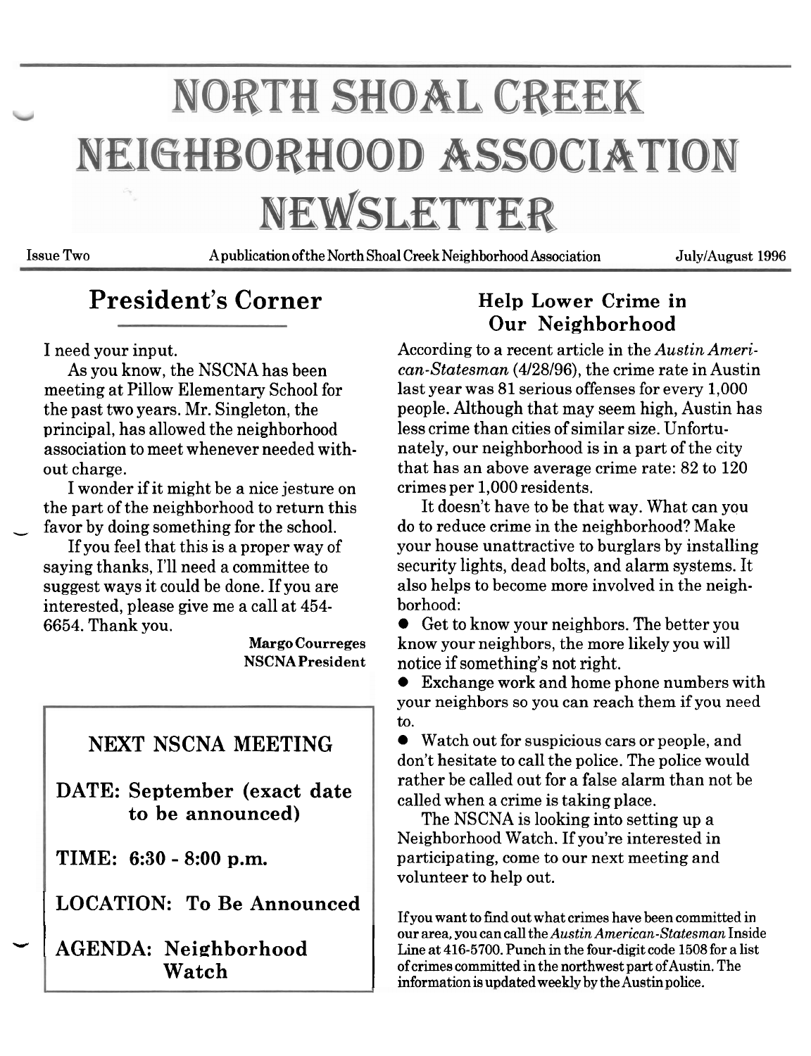# NORTH SHOAL CREEK NEIGHBORHOOD ASSOCIATION NEWSLETTER

Issue Two — A publication of the North Shoal Creek Neighborhood Association — July/August 1996

## President's Corner

I need your input.

As you know, the NSCNA has been meeting at Pillow Elementary School for the past two years. Mr. Singleton, the principal, has allowed the neighborhood association to meet whenever needed without charge.

I wonder if it might be a nice jesture on the part of the neighborhood to return this favor by doing something for the school.

If you feel that this is a proper way of saying thanks, I'll need a committee to suggest ways it could be done. If you are interested, please give me a call at 454-6654. Thank you.

**Margo Courreges**
**NSCNA President**

### NEXT NSCNA MEETING

**DATE: September (exact date to be announced)**

**TIME: 6:30 - 8:00 p.m.**

**LOCATION: To Be Announced**

**AGENDA: Neighborhood Watch**

## Help Lower Crime in Our Neighborhood

According to a recent article in the *Austin American-Statesman* (4/28/96), the crime rate in Austin last year was 81 serious offenses for every 1,000 people. Although that may seem high, Austin has less crime than cities of similar size. Unfortunately, our neighborhood is in a part of the city that has an above average crime rate: 82 to 120 crimes per 1,000 residents.

It doesn't have to be that way. What can you do to reduce crime in the neighborhood? Make your house unattractive to burglars by installing security lights, dead bolts, and alarm systems. It also helps to become more involved in the neighborhood:

- Get to know your neighbors. The better you know your neighbors, the more likely you will notice if something's not right.
- Exchange work and home phone numbers with your neighbors so you can reach them if you need to.
- Watch out for suspicious cars or people, and don't hesitate to call the police. The police would rather be called out for a false alarm than not be called when a crime is taking place.

The NSCNA is looking into setting up a Neighborhood Watch. If you're interested in participating, come to our next meeting and volunteer to help out.

If you want to find out what crimes have been committed in our area, you can call the *Austin American-Statesman* Inside Line at 416-5700. Punch in the four-digit code 1508 for a list of crimes committed in the northwest part of Austin. The information is updated weekly by the Austin police.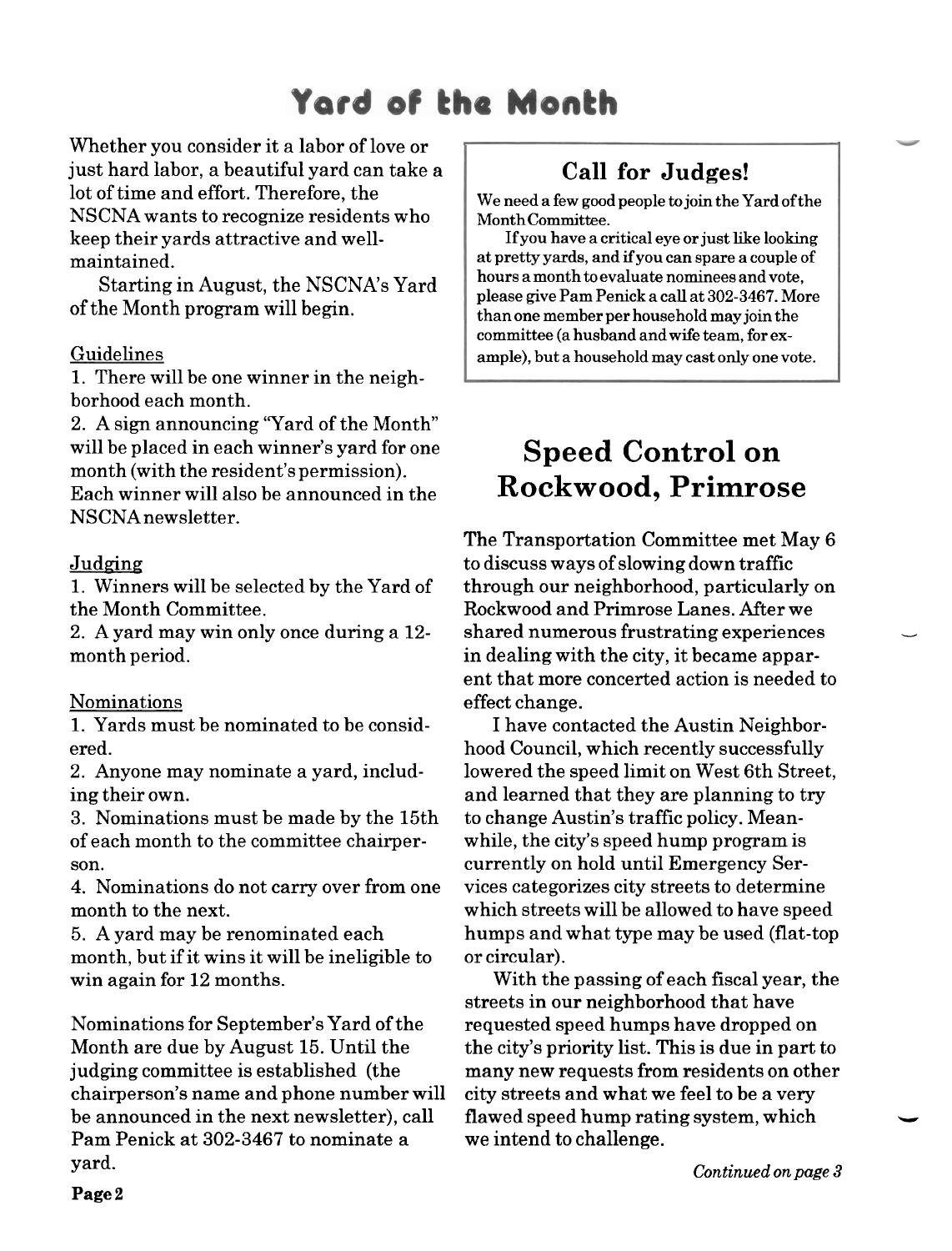# Yard of the Month

Whether you consider it a labor of love or just hard labor, a beautiful yard can take a lot of time and effort. Therefore, the NSCNA wants to recognize residents who keep their yards attractive and well-maintained.

Starting in August, the NSCNA's Yard of the Month program will begin.

Guidelines

1. There will be one winner in the neighborhood each month.
2. A sign announcing "Yard of the Month" will be placed in each winner's yard for one month (with the resident's permission). Each winner will also be announced in the NSCNA newsletter.

Judging

1. Winners will be selected by the Yard of the Month Committee.
2. A yard may win only once during a 12-month period.

Nominations

1. Yards must be nominated to be considered.
2. Anyone may nominate a yard, including their own.
3. Nominations must be made by the 15th of each month to the committee chairperson.
4. Nominations do not carry over from one month to the next.
5. A yard may be renominated each month, but if it wins it will be ineligible to win again for 12 months.

Nominations for September's Yard of the Month are due by August 15. Until the judging committee is established (the chairperson's name and phone number will be announced in the next newsletter), call Pam Penick at 302-3467 to nominate a yard.

## Call for Judges!

We need a few good people to join the Yard of the Month Committee.

If you have a critical eye or just like looking at pretty yards, and if you can spare a couple of hours a month to evaluate nominees and vote, please give Pam Penick a call at 302-3467. More than one member per household may join the committee (a husband and wife team, for example), but a household may cast only one vote.

# Speed Control on Rockwood, Primrose

The Transportation Committee met May 6 to discuss ways of slowing down traffic through our neighborhood, particularly on Rockwood and Primrose Lanes. After we shared numerous frustrating experiences in dealing with the city, it became apparent that more concerted action is needed to effect change.

I have contacted the Austin Neighborhood Council, which recently successfully lowered the speed limit on West 6th Street, and learned that they are planning to try to change Austin's traffic policy. Meanwhile, the city's speed hump program is currently on hold until Emergency Services categorizes city streets to determine which streets will be allowed to have speed humps and what type may be used (flat-top or circular).

With the passing of each fiscal year, the streets in our neighborhood that have requested speed humps have dropped on the city's priority list. This is due in part to many new requests from residents on other city streets and what we feel to be a very flawed speed hump rating system, which we intend to challenge.

*Continued on page 3*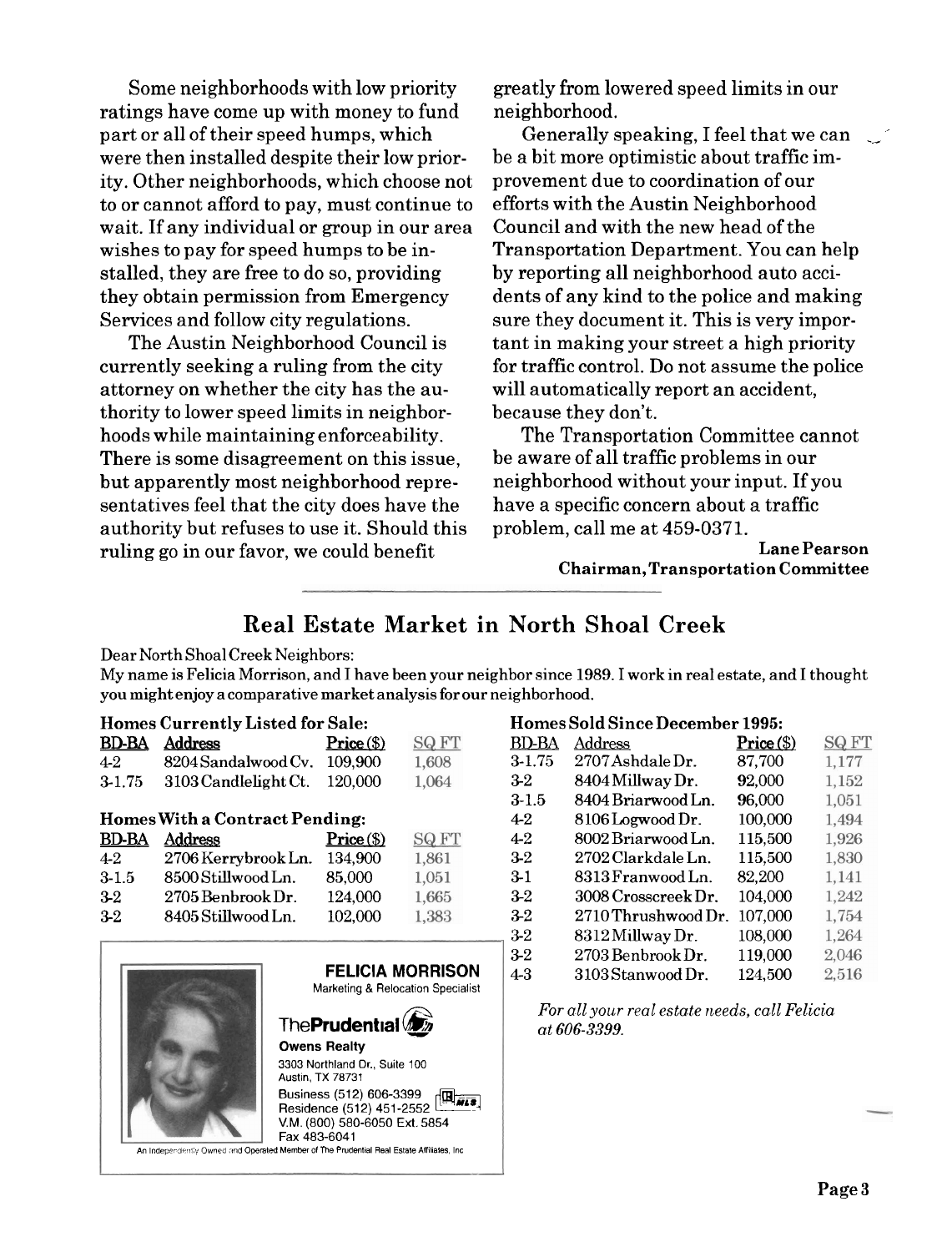Some neighborhoods with low priority ratings have come up with money to fund part or all of their speed humps, which were then installed despite their low priority. Other neighborhoods, which choose not to or cannot afford to pay, must continue to wait. If any individual or group in our area wishes to pay for speed humps to be installed, they are free to do so, providing they obtain permission from Emergency Services and follow city regulations.

The Austin Neighborhood Council is currently seeking a ruling from the city attorney on whether the city has the authority to lower speed limits in neighborhoods while maintaining enforceability. There is some disagreement on this issue, but apparently most neighborhood representatives feel that the city does have the authority but refuses to use it. Should this ruling go in our favor, we could benefit greatly from lowered speed limits in our neighborhood.

Generally speaking, I feel that we can be a bit more optimistic about traffic improvement due to coordination of our efforts with the Austin Neighborhood Council and with the new head of the Transportation Department. You can help by reporting all neighborhood auto accidents of any kind to the police and making sure they document it. This is very important in making your street a high priority for traffic control. Do not assume the police will automatically report an accident, because they don't.

The Transportation Committee cannot be aware of all traffic problems in our neighborhood without your input. If you have a specific concern about a traffic problem, call me at 459-0371.

**Lane Pearson**
**Chairman, Transportation Committee**

## Real Estate Market in North Shoal Creek

Dear North Shoal Creek Neighbors:

My name is Felicia Morrison, and I have been your neighbor since 1989. I work in real estate, and I thought you might enjoy a comparative market analysis for our neighborhood.

### Homes Currently Listed for Sale:

| BD-BA | Address | Price ($) | SQ FT |
|---|---|---|---|
| 4-2 | 8204 Sandalwood Cv. | 109,900 | 1,608 |
| 3-1.75 | 3103 Candlelight Ct. | 120,000 | 1,064 |

### Homes With a Contract Pending:

| BD-BA | Address | Price ($) | SQ FT |
|---|---|---|---|
| 4-2 | 2706 Kerrybrook Ln. | 134,900 | 1,861 |
| 3-1.5 | 8500 Stillwood Ln. | 85,000 | 1,051 |
| 3-2 | 2705 Benbrook Dr. | 124,000 | 1,665 |
| 3-2 | 8405 Stillwood Ln. | 102,000 | 1,383 |

**FELICIA MORRISON**
Marketing & Relocation Specialist

The**Prudential**
**Owens Realty**
3303 Northland Dr., Suite 100
Austin, TX 78731
Business (512) 606-3399
Residence (512) 451-2552
V.M. (800) 580-6050 Ext. 5854
Fax 483-6041

An Independently Owned and Operated Member of The Prudential Real Estate Affiliates, Inc.

### Homes Sold Since December 1995:

| BD-BA | Address | Price ($) | SQ FT |
|---|---|---|---|
| 3-1.75 | 2707 Ashdale Dr. | 87,700 | 1,177 |
| 3-2 | 8404 Millway Dr. | 92,000 | 1,152 |
| 3-1.5 | 8404 Briarwood Ln. | 96,000 | 1,051 |
| 4-2 | 8106 Logwood Dr. | 100,000 | 1,494 |
| 4-2 | 8002 Briarwood Ln. | 115,500 | 1,926 |
| 3-2 | 2702 Clarkdale Ln. | 115,500 | 1,830 |
| 3-1 | 8313 Franwood Ln. | 82,200 | 1,141 |
| 3-2 | 3008 Crosscreek Dr. | 104,000 | 1,242 |
| 3-2 | 2710 Thrushwood Dr. | 107,000 | 1,754 |
| 3-2 | 8312 Millway Dr. | 108,000 | 1,264 |
| 3-2 | 2703 Benbrook Dr. | 119,000 | 2,046 |
| 4-3 | 3103 Stanwood Dr. | 124,500 | 2,516 |

*For all your real estate needs, call Felicia at 606-3399.*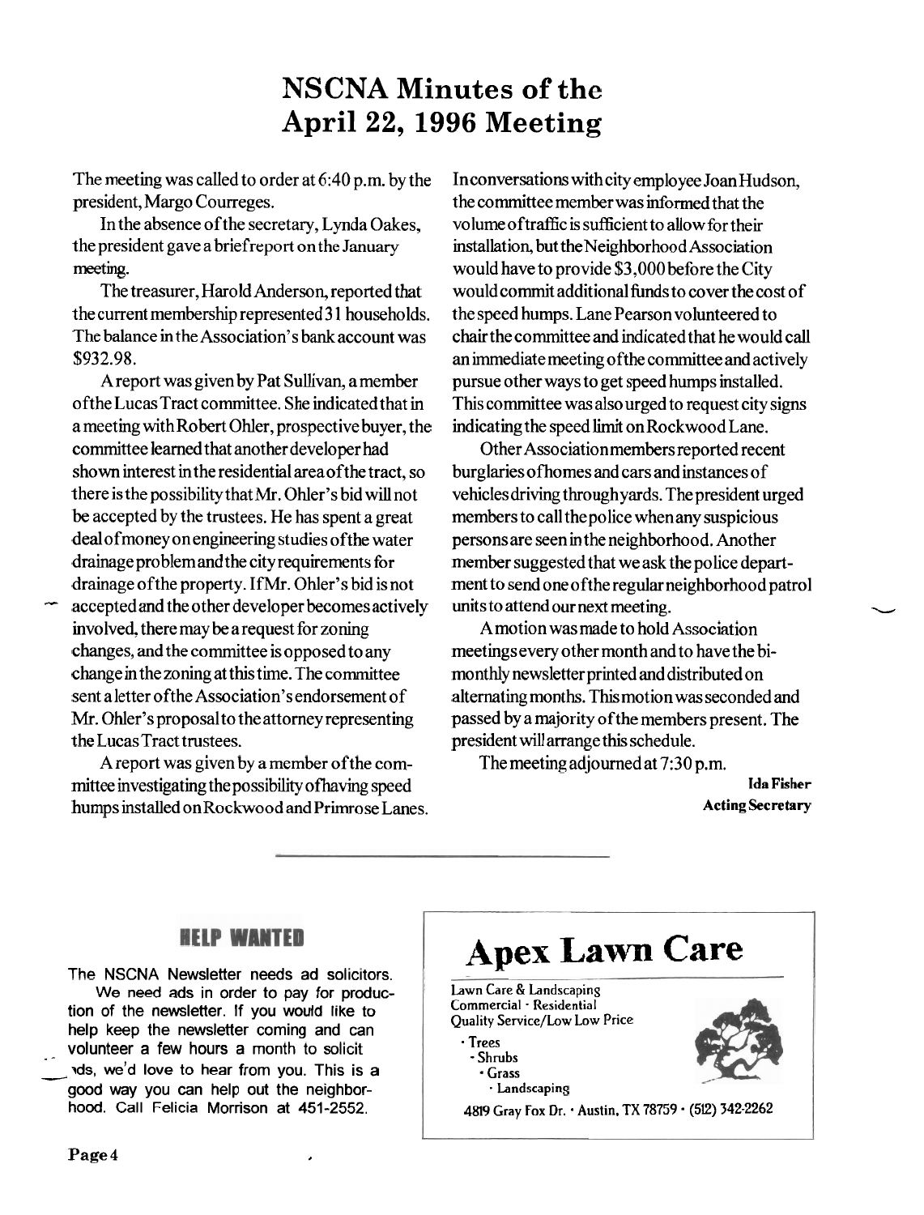# NSCNA Minutes of the April 22, 1996 Meeting

The meeting was called to order at 6:40 p.m. by the president, Margo Courreges.

In the absence of the secretary, Lynda Oakes, the president gave a brief report on the January meeting.

The treasurer, Harold Anderson, reported that the current membership represented 31 households. The balance in the Association's bank account was $932.98.

A report was given by Pat Sullivan, a member of the Lucas Tract committee. She indicated that in a meeting with Robert Ohler, prospective buyer, the committee learned that another developer had shown interest in the residential area of the tract, so there is the possibility that Mr. Ohler's bid will not be accepted by the trustees. He has spent a great deal of money on engineering studies of the water drainage problem and the city requirements for drainage of the property. If Mr. Ohler's bid is not accepted and the other developer becomes actively involved, there may be a request for zoning changes, and the committee is opposed to any change in the zoning at this time. The committee sent a letter of the Association's endorsement of Mr. Ohler's proposal to the attorney representing the Lucas Tract trustees.

A report was given by a member of the committee investigating the possibility of having speed humps installed on Rockwood and Primrose Lanes. In conversations with city employee Joan Hudson, the committee member was informed that the volume of traffic is sufficient to allow for their installation, but the Neighborhood Association would have to provide $3,000 before the City would commit additional funds to cover the cost of the speed humps. Lane Pearson volunteered to chair the committee and indicated that he would call an immediate meeting of the committee and actively pursue other ways to get speed humps installed. This committee was also urged to request city signs indicating the speed limit on Rockwood Lane.

Other Association members reported recent burglaries of homes and cars and instances of vehicles driving through yards. The president urged members to call the police when any suspicious persons are seen in the neighborhood. Another member suggested that we ask the police department to send one of the regular neighborhood patrol units to attend our next meeting.

A motion was made to hold Association meetings every other month and to have the bi-monthly newsletter printed and distributed on alternating months. This motion was seconded and passed by a majority of the members present. The president will arrange this schedule.

The meeting adjourned at 7:30 p.m.

**Ida Fisher**
**Acting Secretary**

---

## HELP WANTED

The NSCNA Newsletter needs ad solicitors.

We need ads in order to pay for production of the newsletter. If you would like to help keep the newsletter coming and can volunteer a few hours a month to solicit ads, we'd love to hear from you. This is a good way you can help out the neighborhood. Call Felicia Morrison at 451-2552.

---

# Apex Lawn Care

Lawn Care & Landscaping
Commercial · Residential
Quality Service/Low Low Price

- Trees
- Shrubs
- Grass
- Landscaping

4819 Gray Fox Dr. · Austin, TX 78759 · (512) 342-2262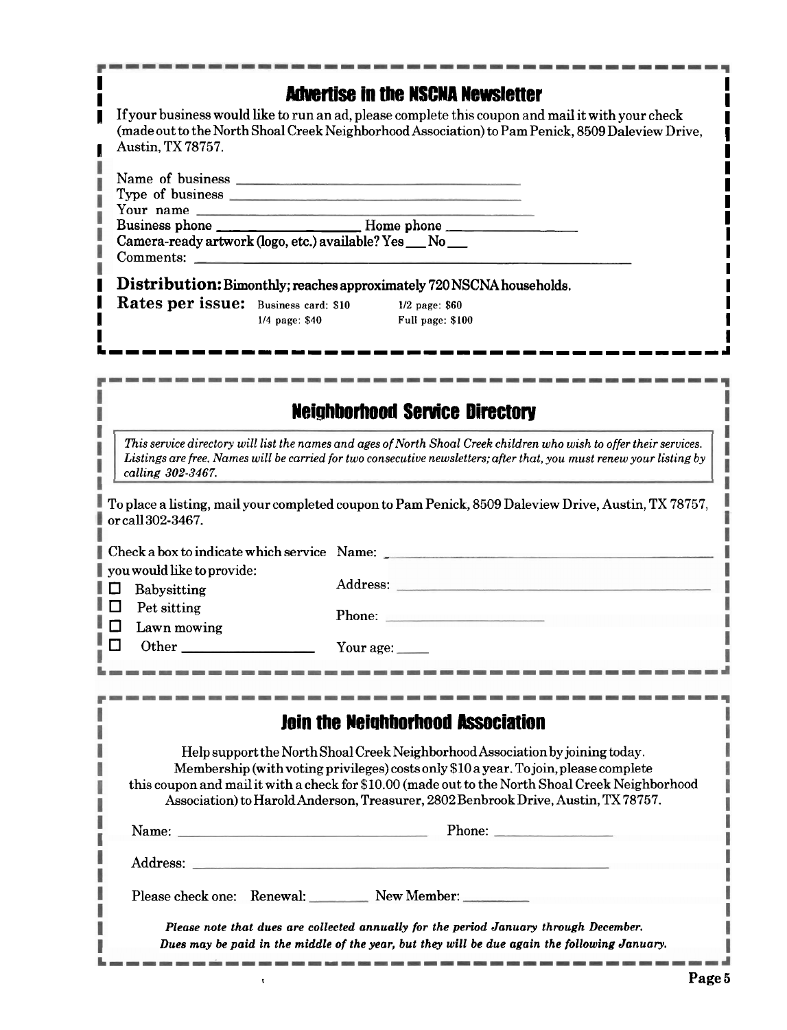## Advertise in the NSCNA Newsletter

If your business would like to run an ad, please complete this coupon and mail it with your check (made out to the North Shoal Creek Neighborhood Association) to Pam Penick, 8509 Daleview Drive, Austin, TX 78757.

Name of business ________________________________

Type of business ________________________________

Your name ________________________________

Business phone ________________ Home phone ________________

Camera-ready artwork (logo, etc.) available? Yes ___ No ___

Comments: ________________________________

**Distribution:** Bimonthly; reaches approximately 720 NSCNA households.

**Rates per issue:** Business card: $10 — 1/4 page: $40 — 1/2 page: $60 — Full page: $100

## Neighborhood Service Directory

*This service directory will list the names and ages of North Shoal Creek children who wish to offer their services. Listings are free. Names will be carried for two consecutive newsletters; after that, you must renew your listing by calling 302-3467.*

To place a listing, mail your completed coupon to Pam Penick, 8509 Daleview Drive, Austin, TX 78757, or call 302-3467.

Check a box to indicate which service you would like to provide:

- ☐ Babysitting
- ☐ Pet sitting
- ☐ Lawn mowing
- ☐ Other ________________

Name: ________________________________

Address: ________________________________

Phone: ________________

Your age: _____

## Join the Neighborhood Association

Help support the North Shoal Creek Neighborhood Association by joining today. Membership (with voting privileges) costs only $10 a year. To join, please complete this coupon and mail it with a check for $10.00 (made out to the North Shoal Creek Neighborhood Association) to Harold Anderson, Treasurer, 2802 Benbrook Drive, Austin, TX 78757.

Name: ________________________________ Phone: ________________

Address: ________________________________

Please check one: Renewal: ________ New Member: ________

*Please note that dues are collected annually for the period January through December. Dues may be paid in the middle of the year, but they will be due again the following January.*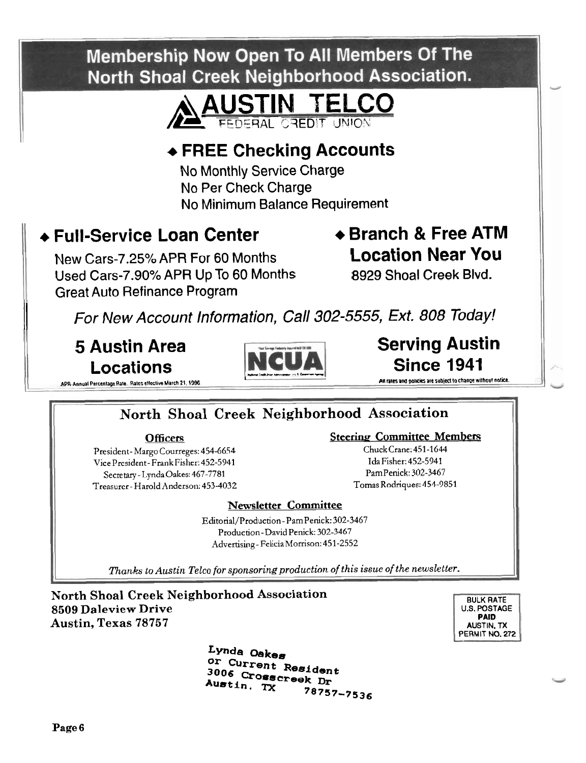## Membership Now Open To All Members Of The North Shoal Creek Neighborhood Association.

# AUSTIN TELCO
FEDERAL CREDIT UNION

### ◆ FREE Checking Accounts

No Monthly Service Charge
No Per Check Charge
No Minimum Balance Requirement

### ◆ Full-Service Loan Center

New Cars-7.25% APR For 60 Months
Used Cars-7.90% APR Up To 60 Months
Great Auto Refinance Program

### ◆ Branch & Free ATM Location Near You

8929 Shoal Creek Blvd.

*For New Account Information, Call 302-5555, Ext. 808 Today!*

**5 Austin Area Locations**

NCUA

**Serving Austin Since 1941**

APR-Annual Percentage Rate. Rates effective March 21, 1996

All rates and policies are subject to change without notice.

## North Shoal Creek Neighborhood Association

**Officers**

President - Margo Courreges: 454-6654
Vice President - Frank Fisher: 452-5941
Secretary - Lynda Oakes: 467-7781
Treasurer - Harold Anderson: 453-4032

**Steering Committee Members**

Chuck Crane: 451-1644
Ida Fisher: 452-5941
Pam Penick: 302-3467
Tomas Rodriques: 454-9851

**Newsletter Committee**

Editorial/Production - Pam Penick: 302-3467
Production - David Penick: 302-3467
Advertising - Felicia Morrison: 451-2552

*Thanks to Austin Telco for sponsoring production of this issue of the newsletter.*

**North Shoal Creek Neighborhood Association**
**8509 Daleview Drive**
**Austin, Texas 78757**

BULK RATE
U.S. POSTAGE
PAID
AUSTIN, TX
PERMIT NO. 272

Lynda Oakes
or Current Resident
3006 Crosscreek Dr
Austin, TX 78757-7536